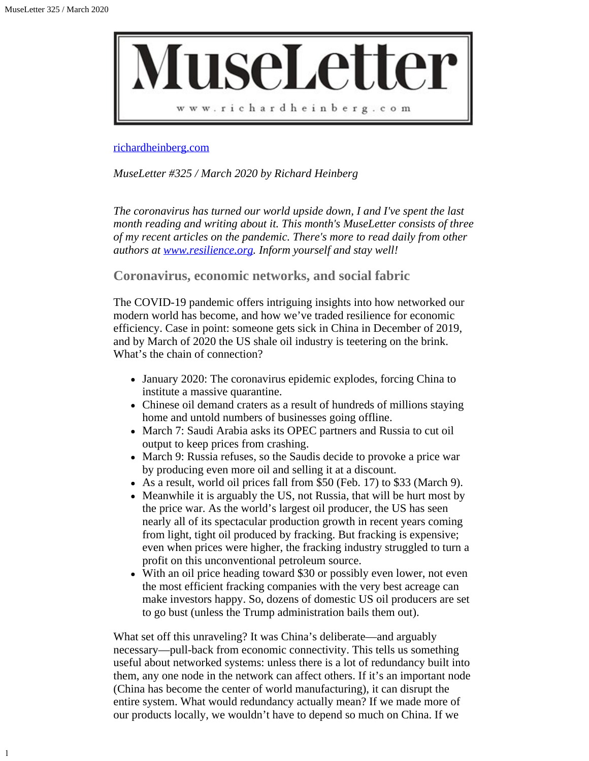MuseLetter

www.richardheinberg.com

richardheinberg.com

*MuseLetter #325 / March 2020 by Richard Heinberg*

*The coronavirus has turned our world upside down, I and I've spent the last month reading and writing about it. This month's MuseLetter consists of three of my recent articles on the pandemic. There's more to read daily from other authors at www.resilience.org. Inform yourself and stay well!*

## Coronavirus, economic networks, and social fabric

The COVID-19 pandemic offers intriguing insights into how networked our modern world has become, and how we've traded resilience for economic efficiency. Case in point: someone gets sick in China in December of 2019, and by March of 2020 the US shale oil industry is teetering on the brink. What's the chain of connection?

- January 2020: The coronavirus epidemic explodes, forcing China to institute a massive quarantine.
- Chinese oil demand craters as a result of hundreds of millions staying home and untold numbers of businesses going offline.
- March 7: Saudi Arabia asks its OPEC partners and Russia to cut oil output to keep prices from crashing.
- March 9: Russia refuses, so the Saudis decide to provoke a price war by producing even more oil and selling it at a discount.
- As a result, world oil prices fall from $50 (Feb. 17) to $33 (March 9).
- Meanwhile it is arguably the US, not Russia, that will be hurt most by the price war. As the world's largest oil producer, the US has seen nearly all of its spectacular production growth in recent years coming from light, tight oil produced by fracking. But fracking is expensive; even when prices were higher, the fracking industry struggled to turn a profit on this unconventional petroleum source.
- With an oil price heading toward $30 or possibly even lower, not even the most efficient fracking companies with the very best acreage can make investors happy. So, dozens of domestic US oil producers are set to go bust (unless the Trump administration bails them out).

What set off this unraveling? It was China's deliberate—and arguably necessary—pull-back from economic connectivity. This tells us something useful about networked systems: unless there is a lot of redundancy built into them, any one node in the network can affect others. If it's an important node (China has become the center of world manufacturing), it can disrupt the entire system. What would redundancy actually mean? If we made more of our products locally, we wouldn't have to depend so much on China. If we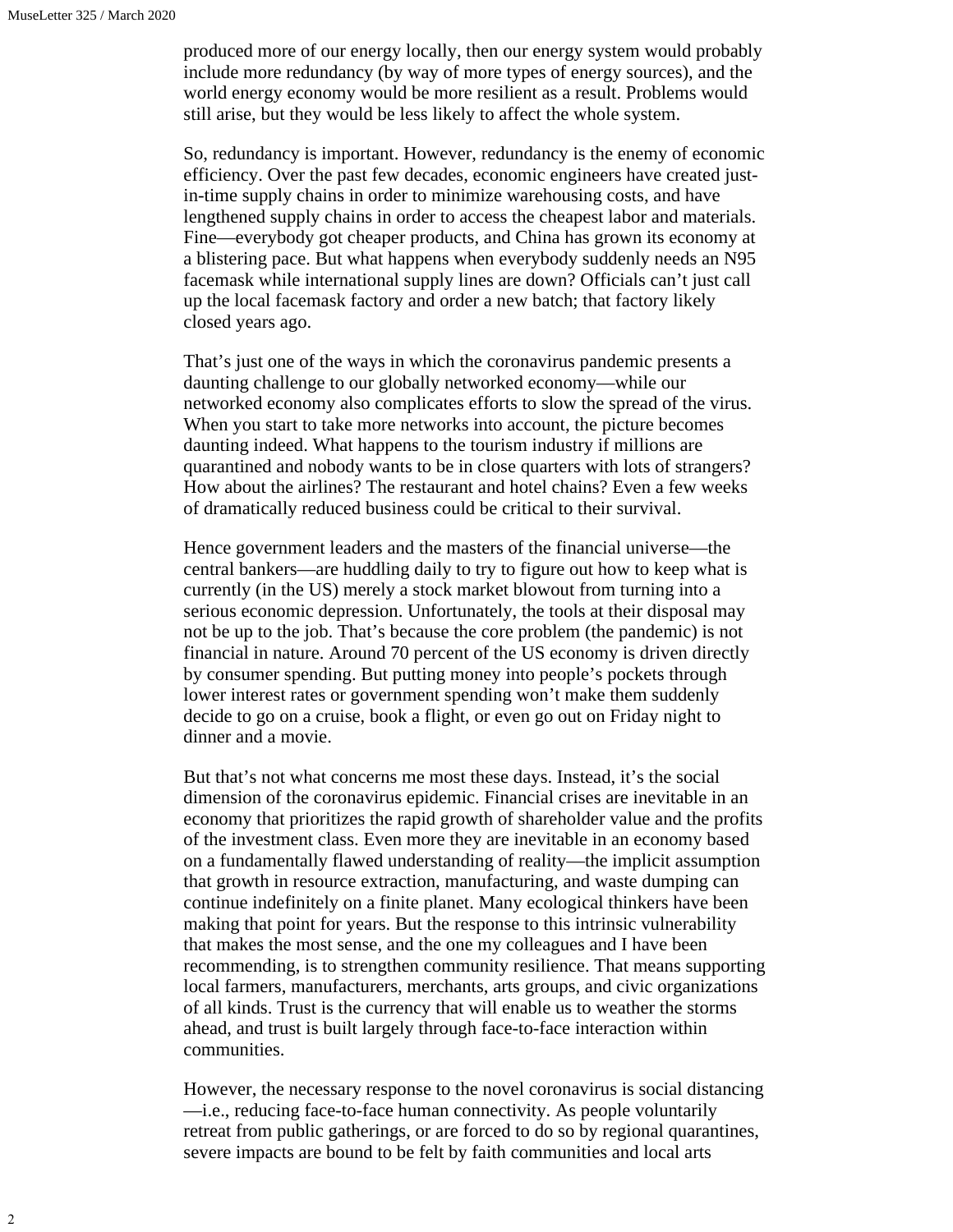produced more of our energy locally, then our energy system would probably include more redundancy (by way of more types of energy sources), and the world energy economy would be more resilient as a result. Problems would still arise, but they would be less likely to affect the whole system.

So, redundancy is important. However, redundancy is the enemy of economic efficiency. Over the past few decades, economic engineers have created just-in-time supply chains in order to minimize warehousing costs, and have lengthened supply chains in order to access the cheapest labor and materials. Fine—everybody got cheaper products, and China has grown its economy at a blistering pace. But what happens when everybody suddenly needs an N95 facemask while international supply lines are down? Officials can't just call up the local facemask factory and order a new batch; that factory likely closed years ago.

That's just one of the ways in which the coronavirus pandemic presents a daunting challenge to our globally networked economy—while our networked economy also complicates efforts to slow the spread of the virus. When you start to take more networks into account, the picture becomes daunting indeed. What happens to the tourism industry if millions are quarantined and nobody wants to be in close quarters with lots of strangers? How about the airlines? The restaurant and hotel chains? Even a few weeks of dramatically reduced business could be critical to their survival.

Hence government leaders and the masters of the financial universe—the central bankers—are huddling daily to try to figure out how to keep what is currently (in the US) merely a stock market blowout from turning into a serious economic depression. Unfortunately, the tools at their disposal may not be up to the job. That's because the core problem (the pandemic) is not financial in nature. Around 70 percent of the US economy is driven directly by consumer spending. But putting money into people's pockets through lower interest rates or government spending won't make them suddenly decide to go on a cruise, book a flight, or even go out on Friday night to dinner and a movie.

But that's not what concerns me most these days. Instead, it's the social dimension of the coronavirus epidemic. Financial crises are inevitable in an economy that prioritizes the rapid growth of shareholder value and the profits of the investment class. Even more they are inevitable in an economy based on a fundamentally flawed understanding of reality—the implicit assumption that growth in resource extraction, manufacturing, and waste dumping can continue indefinitely on a finite planet. Many ecological thinkers have been making that point for years. But the response to this intrinsic vulnerability that makes the most sense, and the one my colleagues and I have been recommending, is to strengthen community resilience. That means supporting local farmers, manufacturers, merchants, arts groups, and civic organizations of all kinds. Trust is the currency that will enable us to weather the storms ahead, and trust is built largely through face-to-face interaction within communities.

However, the necessary response to the novel coronavirus is social distancing—i.e., reducing face-to-face human connectivity. As people voluntarily retreat from public gatherings, or are forced to do so by regional quarantines, severe impacts are bound to be felt by faith communities and local arts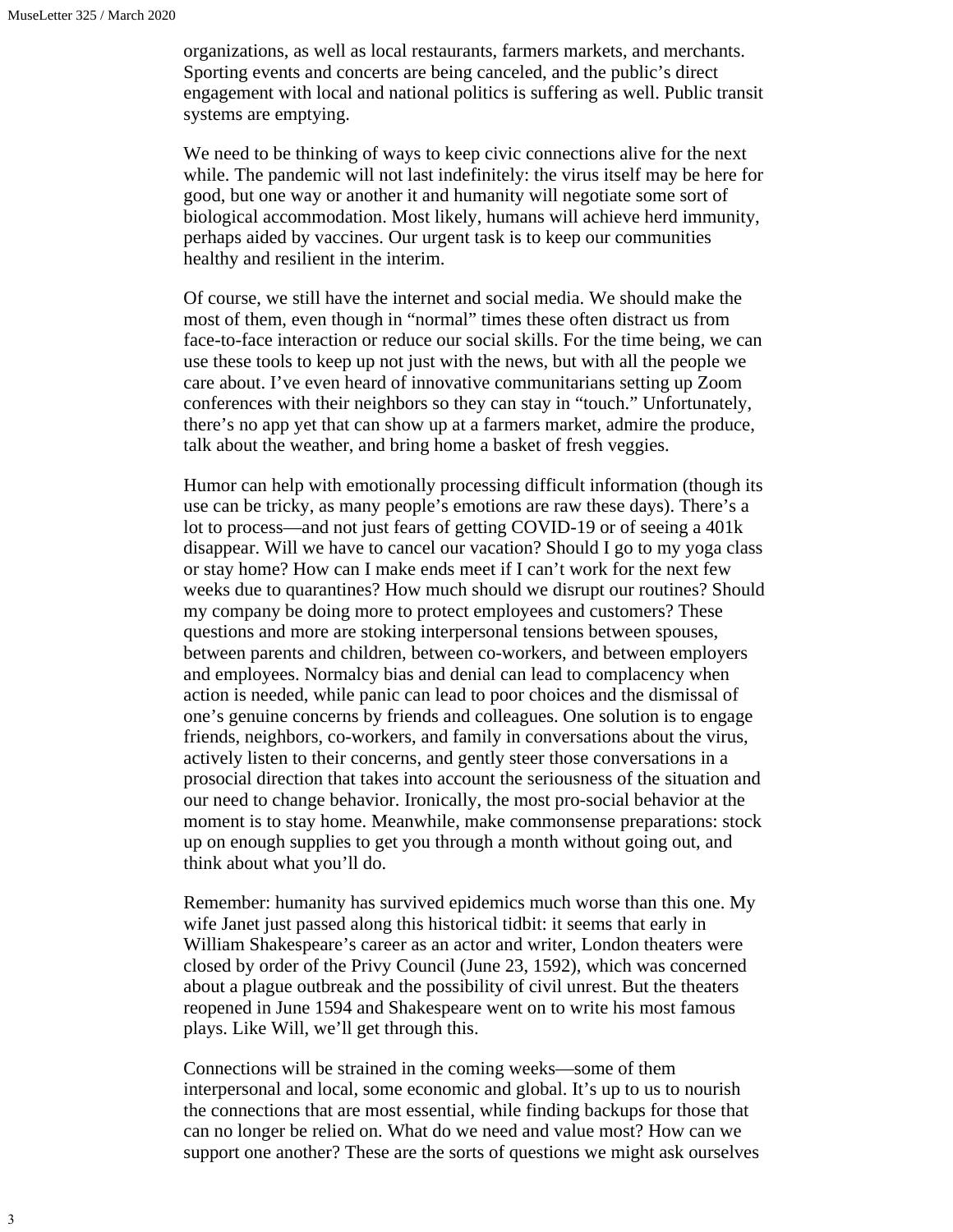organizations, as well as local restaurants, farmers markets, and merchants. Sporting events and concerts are being canceled, and the public's direct engagement with local and national politics is suffering as well. Public transit systems are emptying.

We need to be thinking of ways to keep civic connections alive for the next while. The pandemic will not last indefinitely: the virus itself may be here for good, but one way or another it and humanity will negotiate some sort of biological accommodation. Most likely, humans will achieve herd immunity, perhaps aided by vaccines. Our urgent task is to keep our communities healthy and resilient in the interim.

Of course, we still have the internet and social media. We should make the most of them, even though in "normal" times these often distract us from face-to-face interaction or reduce our social skills. For the time being, we can use these tools to keep up not just with the news, but with all the people we care about. I've even heard of innovative communitarians setting up Zoom conferences with their neighbors so they can stay in "touch." Unfortunately, there's no app yet that can show up at a farmers market, admire the produce, talk about the weather, and bring home a basket of fresh veggies.

Humor can help with emotionally processing difficult information (though its use can be tricky, as many people's emotions are raw these days). There's a lot to process—and not just fears of getting COVID-19 or of seeing a 401k disappear. Will we have to cancel our vacation? Should I go to my yoga class or stay home? How can I make ends meet if I can't work for the next few weeks due to quarantines? How much should we disrupt our routines? Should my company be doing more to protect employees and customers? These questions and more are stoking interpersonal tensions between spouses, between parents and children, between co-workers, and between employers and employees. Normalcy bias and denial can lead to complacency when action is needed, while panic can lead to poor choices and the dismissal of one's genuine concerns by friends and colleagues. One solution is to engage friends, neighbors, co-workers, and family in conversations about the virus, actively listen to their concerns, and gently steer those conversations in a prosocial direction that takes into account the seriousness of the situation and our need to change behavior. Ironically, the most pro-social behavior at the moment is to stay home. Meanwhile, make commonsense preparations: stock up on enough supplies to get you through a month without going out, and think about what you'll do.

Remember: humanity has survived epidemics much worse than this one. My wife Janet just passed along this historical tidbit: it seems that early in William Shakespeare's career as an actor and writer, London theaters were closed by order of the Privy Council (June 23, 1592), which was concerned about a plague outbreak and the possibility of civil unrest. But the theaters reopened in June 1594 and Shakespeare went on to write his most famous plays. Like Will, we'll get through this.

Connections will be strained in the coming weeks—some of them interpersonal and local, some economic and global. It's up to us to nourish the connections that are most essential, while finding backups for those that can no longer be relied on. What do we need and value most? How can we support one another? These are the sorts of questions we might ask ourselves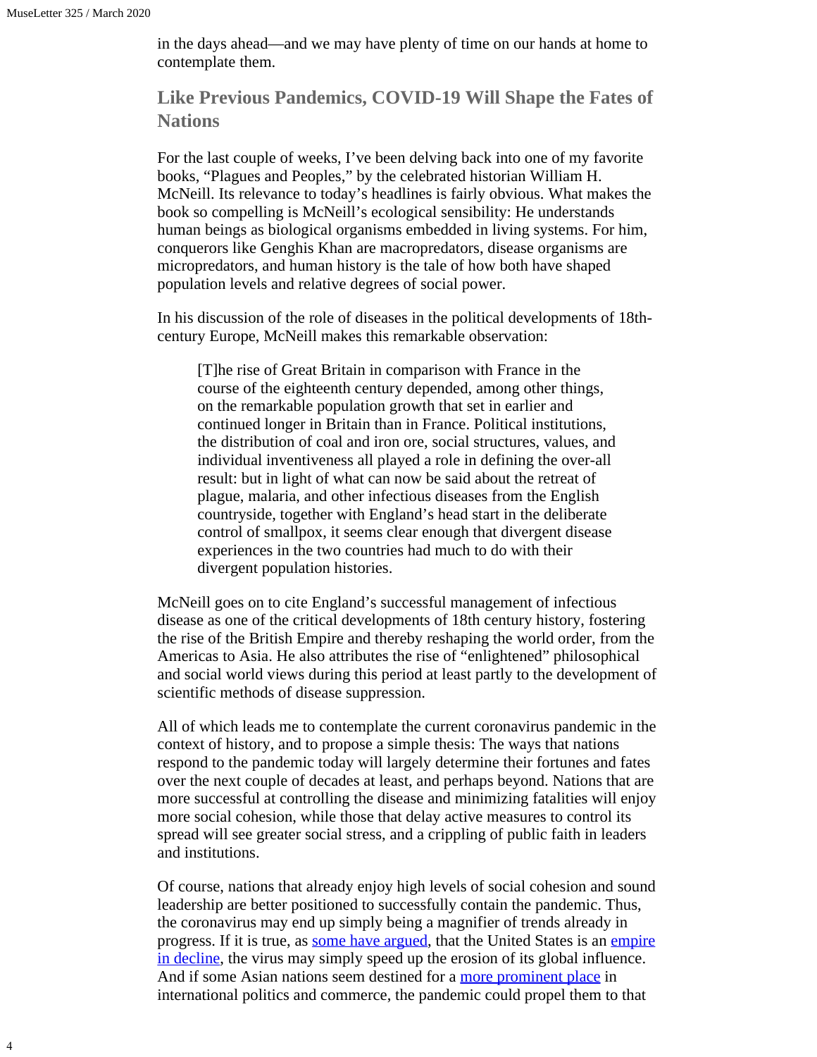in the days ahead—and we may have plenty of time on our hands at home to contemplate them.

## Like Previous Pandemics, COVID-19 Will Shape the Fates of Nations

For the last couple of weeks, I've been delving back into one of my favorite books, "Plagues and Peoples," by the celebrated historian William H. McNeill. Its relevance to today's headlines is fairly obvious. What makes the book so compelling is McNeill's ecological sensibility: He understands human beings as biological organisms embedded in living systems. For him, conquerors like Genghis Khan are macropredators, disease organisms are micropredators, and human history is the tale of how both have shaped population levels and relative degrees of social power.

In his discussion of the role of diseases in the political developments of 18th-century Europe, McNeill makes this remarkable observation:

> [T]he rise of Great Britain in comparison with France in the course of the eighteenth century depended, among other things, on the remarkable population growth that set in earlier and continued longer in Britain than in France. Political institutions, the distribution of coal and iron ore, social structures, values, and individual inventiveness all played a role in defining the over-all result: but in light of what can now be said about the retreat of plague, malaria, and other infectious diseases from the English countryside, together with England's head start in the deliberate control of smallpox, it seems clear enough that divergent disease experiences in the two countries had much to do with their divergent population histories.

McNeill goes on to cite England's successful management of infectious disease as one of the critical developments of 18th century history, fostering the rise of the British Empire and thereby reshaping the world order, from the Americas to Asia. He also attributes the rise of "enlightened" philosophical and social world views during this period at least partly to the development of scientific methods of disease suppression.

All of which leads me to contemplate the current coronavirus pandemic in the context of history, and to propose a simple thesis: The ways that nations respond to the pandemic today will largely determine their fortunes and fates over the next couple of decades at least, and perhaps beyond. Nations that are more successful at controlling the disease and minimizing fatalities will enjoy more social cohesion, while those that delay active measures to control its spread will see greater social stress, and a crippling of public faith in leaders and institutions.

Of course, nations that already enjoy high levels of social cohesion and sound leadership are better positioned to successfully contain the pandemic. Thus, the coronavirus may end up simply being a magnifier of trends already in progress. If it is true, as some have argued, that the United States is an empire in decline, the virus may simply speed up the erosion of its global influence. And if some Asian nations seem destined for a more prominent place in international politics and commerce, the pandemic could propel them to that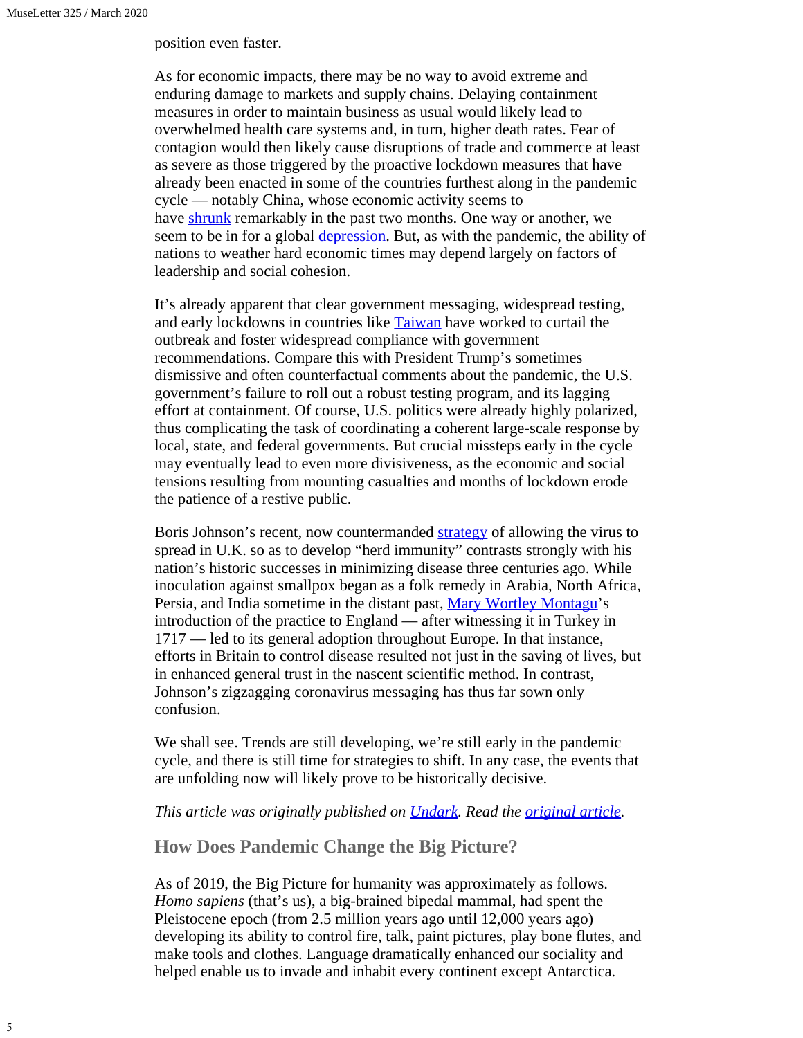position even faster.

As for economic impacts, there may be no way to avoid extreme and enduring damage to markets and supply chains. Delaying containment measures in order to maintain business as usual would likely lead to overwhelmed health care systems and, in turn, higher death rates. Fear of contagion would then likely cause disruptions of trade and commerce at least as severe as those triggered by the proactive lockdown measures that have already been enacted in some of the countries furthest along in the pandemic cycle — notably China, whose economic activity seems to have shrunk remarkably in the past two months. One way or another, we seem to be in for a global depression. But, as with the pandemic, the ability of nations to weather hard economic times may depend largely on factors of leadership and social cohesion.

It's already apparent that clear government messaging, widespread testing, and early lockdowns in countries like Taiwan have worked to curtail the outbreak and foster widespread compliance with government recommendations. Compare this with President Trump's sometimes dismissive and often counterfactual comments about the pandemic, the U.S. government's failure to roll out a robust testing program, and its lagging effort at containment. Of course, U.S. politics were already highly polarized, thus complicating the task of coordinating a coherent large-scale response by local, state, and federal governments. But crucial missteps early in the cycle may eventually lead to even more divisiveness, as the economic and social tensions resulting from mounting casualties and months of lockdown erode the patience of a restive public.

Boris Johnson's recent, now countermanded strategy of allowing the virus to spread in U.K. so as to develop "herd immunity" contrasts strongly with his nation's historic successes in minimizing disease three centuries ago. While inoculation against smallpox began as a folk remedy in Arabia, North Africa, Persia, and India sometime in the distant past, Mary Wortley Montagu's introduction of the practice to England — after witnessing it in Turkey in 1717 — led to its general adoption throughout Europe. In that instance, efforts in Britain to control disease resulted not just in the saving of lives, but in enhanced general trust in the nascent scientific method. In contrast, Johnson's zigzagging coronavirus messaging has thus far sown only confusion.

We shall see. Trends are still developing, we're still early in the pandemic cycle, and there is still time for strategies to shift. In any case, the events that are unfolding now will likely prove to be historically decisive.

*This article was originally published on Undark. Read the original article.*

## How Does Pandemic Change the Big Picture?

As of 2019, the Big Picture for humanity was approximately as follows. *Homo sapiens* (that's us), a big-brained bipedal mammal, had spent the Pleistocene epoch (from 2.5 million years ago until 12,000 years ago) developing its ability to control fire, talk, paint pictures, play bone flutes, and make tools and clothes. Language dramatically enhanced our sociality and helped enable us to invade and inhabit every continent except Antarctica.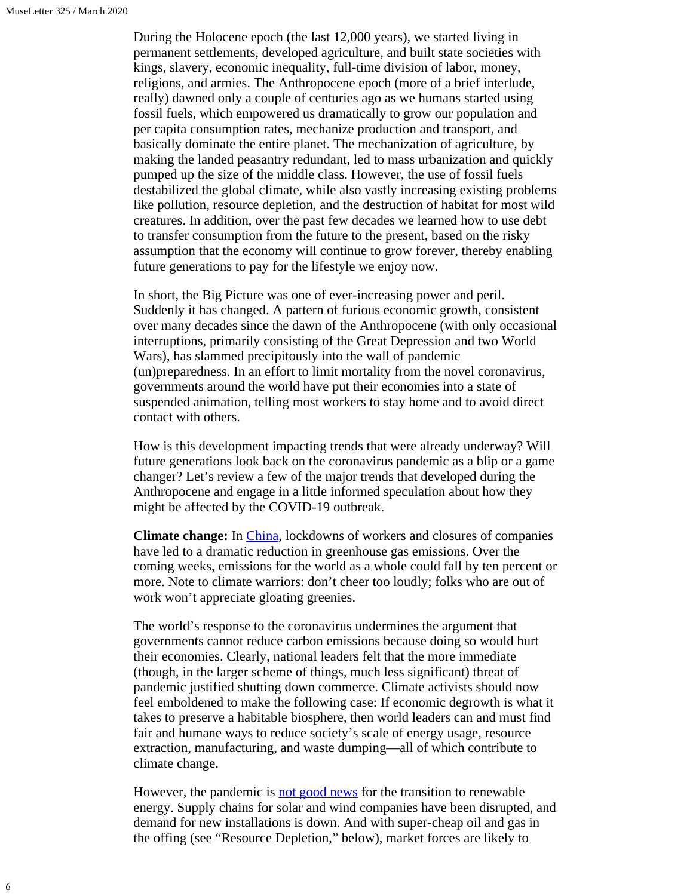During the Holocene epoch (the last 12,000 years), we started living in permanent settlements, developed agriculture, and built state societies with kings, slavery, economic inequality, full-time division of labor, money, religions, and armies. The Anthropocene epoch (more of a brief interlude, really) dawned only a couple of centuries ago as we humans started using fossil fuels, which empowered us dramatically to grow our population and per capita consumption rates, mechanize production and transport, and basically dominate the entire planet. The mechanization of agriculture, by making the landed peasantry redundant, led to mass urbanization and quickly pumped up the size of the middle class. However, the use of fossil fuels destabilized the global climate, while also vastly increasing existing problems like pollution, resource depletion, and the destruction of habitat for most wild creatures. In addition, over the past few decades we learned how to use debt to transfer consumption from the future to the present, based on the risky assumption that the economy will continue to grow forever, thereby enabling future generations to pay for the lifestyle we enjoy now.

In short, the Big Picture was one of ever-increasing power and peril. Suddenly it has changed. A pattern of furious economic growth, consistent over many decades since the dawn of the Anthropocene (with only occasional interruptions, primarily consisting of the Great Depression and two World Wars), has slammed precipitously into the wall of pandemic (un)preparedness. In an effort to limit mortality from the novel coronavirus, governments around the world have put their economies into a state of suspended animation, telling most workers to stay home and to avoid direct contact with others.

How is this development impacting trends that were already underway? Will future generations look back on the coronavirus pandemic as a blip or a game changer? Let's review a few of the major trends that developed during the Anthropocene and engage in a little informed speculation about how they might be affected by the COVID-19 outbreak.

**Climate change:** In China, lockdowns of workers and closures of companies have led to a dramatic reduction in greenhouse gas emissions. Over the coming weeks, emissions for the world as a whole could fall by ten percent or more. Note to climate warriors: don't cheer too loudly; folks who are out of work won't appreciate gloating greenies.

The world's response to the coronavirus undermines the argument that governments cannot reduce carbon emissions because doing so would hurt their economies. Clearly, national leaders felt that the more immediate (though, in the larger scheme of things, much less significant) threat of pandemic justified shutting down commerce. Climate activists should now feel emboldened to make the following case: If economic degrowth is what it takes to preserve a habitable biosphere, then world leaders can and must find fair and humane ways to reduce society's scale of energy usage, resource extraction, manufacturing, and waste dumping—all of which contribute to climate change.

However, the pandemic is not good news for the transition to renewable energy. Supply chains for solar and wind companies have been disrupted, and demand for new installations is down. And with super-cheap oil and gas in the offing (see "Resource Depletion," below), market forces are likely to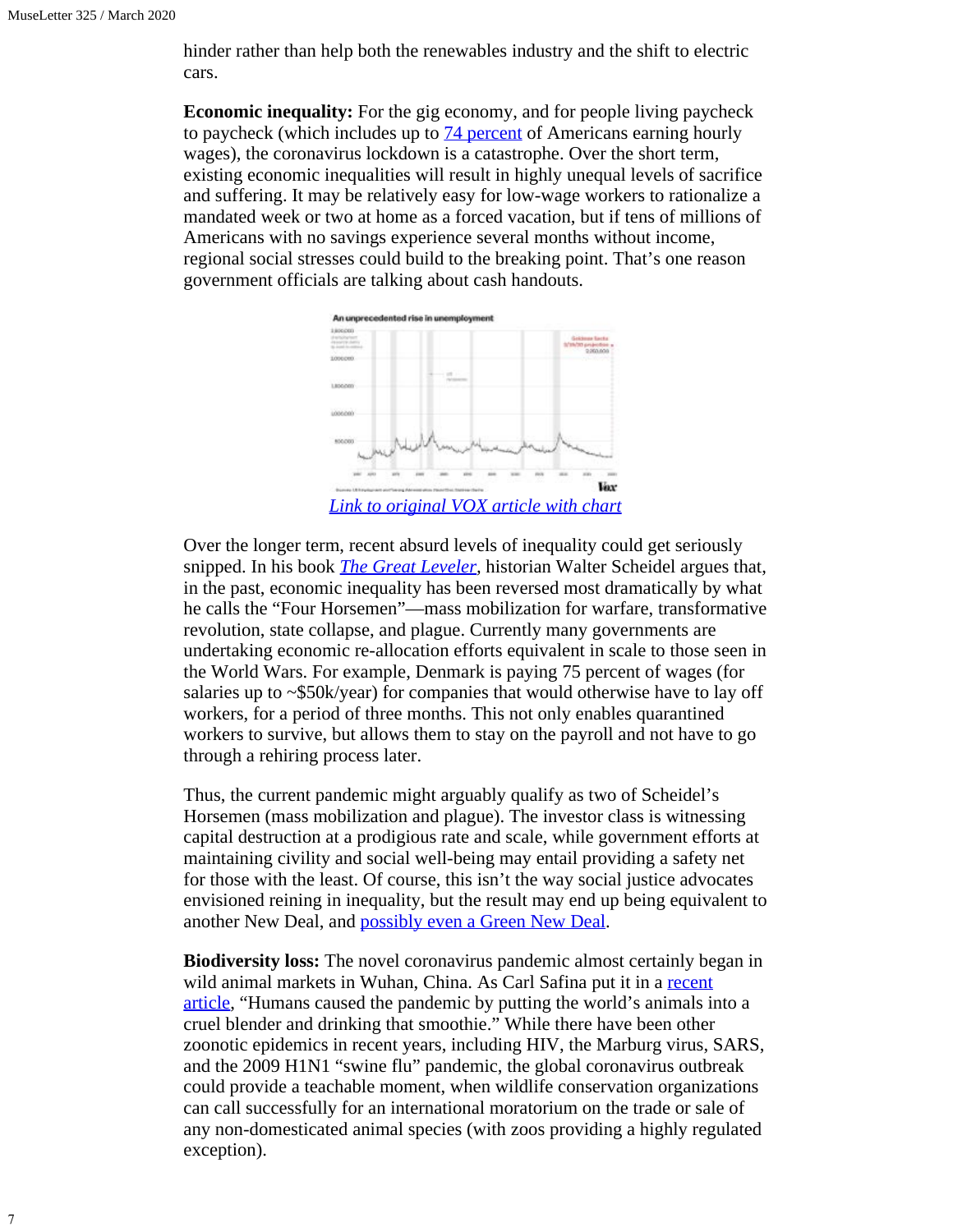hinder rather than help both the renewables industry and the shift to electric cars.

**Economic inequality:** For the gig economy, and for people living paycheck to paycheck (which includes up to 74 percent of Americans earning hourly wages), the coronavirus lockdown is a catastrophe. Over the short term, existing economic inequalities will result in highly unequal levels of sacrifice and suffering. It may be relatively easy for low-wage workers to rationalize a mandated week or two at home as a forced vacation, but if tens of millions of Americans with no savings experience several months without income, regional social stresses could build to the breaking point. That's one reason government officials are talking about cash handouts.

*Link to original VOX article with chart*

Over the longer term, recent absurd levels of inequality could get seriously snipped. In his book *The Great Leveler*, historian Walter Scheidel argues that, in the past, economic inequality has been reversed most dramatically by what he calls the "Four Horsemen"—mass mobilization for warfare, transformative revolution, state collapse, and plague. Currently many governments are undertaking economic re-allocation efforts equivalent in scale to those seen in the World Wars. For example, Denmark is paying 75 percent of wages (for salaries up to ~$50k/year) for companies that would otherwise have to lay off workers, for a period of three months. This not only enables quarantined workers to survive, but allows them to stay on the payroll and not have to go through a rehiring process later.

Thus, the current pandemic might arguably qualify as two of Scheidel's Horsemen (mass mobilization and plague). The investor class is witnessing capital destruction at a prodigious rate and scale, while government efforts at maintaining civility and social well-being may entail providing a safety net for those with the least. Of course, this isn't the way social justice advocates envisioned reining in inequality, but the result may end up being equivalent to another New Deal, and possibly even a Green New Deal.

**Biodiversity loss:** The novel coronavirus pandemic almost certainly began in wild animal markets in Wuhan, China. As Carl Safina put it in a recent article, "Humans caused the pandemic by putting the world's animals into a cruel blender and drinking that smoothie." While there have been other zoonotic epidemics in recent years, including HIV, the Marburg virus, SARS, and the 2009 H1N1 "swine flu" pandemic, the global coronavirus outbreak could provide a teachable moment, when wildlife conservation organizations can call successfully for an international moratorium on the trade or sale of any non-domesticated animal species (with zoos providing a highly regulated exception).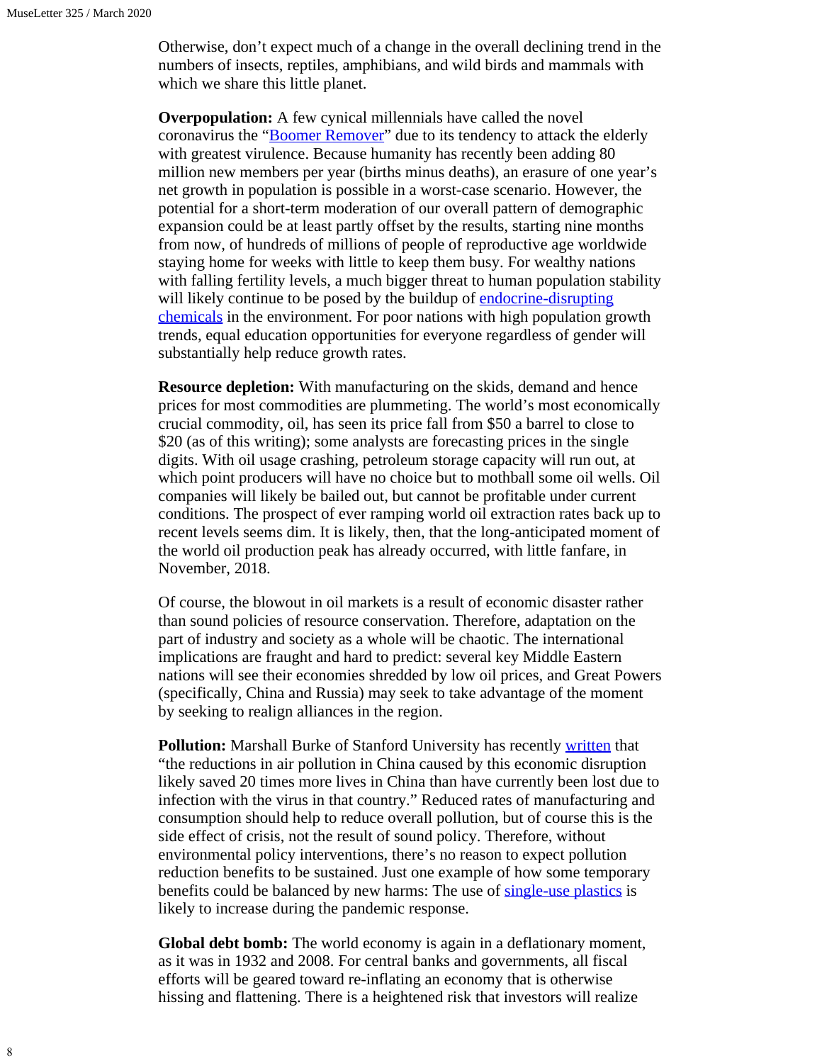Otherwise, don't expect much of a change in the overall declining trend in the numbers of insects, reptiles, amphibians, and wild birds and mammals with which we share this little planet.

**Overpopulation:** A few cynical millennials have called the novel coronavirus the "Boomer Remover" due to its tendency to attack the elderly with greatest virulence. Because humanity has recently been adding 80 million new members per year (births minus deaths), an erasure of one year's net growth in population is possible in a worst-case scenario. However, the potential for a short-term moderation of our overall pattern of demographic expansion could be at least partly offset by the results, starting nine months from now, of hundreds of millions of people of reproductive age worldwide staying home for weeks with little to keep them busy. For wealthy nations with falling fertility levels, a much bigger threat to human population stability will likely continue to be posed by the buildup of endocrine-disrupting chemicals in the environment. For poor nations with high population growth trends, equal education opportunities for everyone regardless of gender will substantially help reduce growth rates.

**Resource depletion:** With manufacturing on the skids, demand and hence prices for most commodities are plummeting. The world's most economically crucial commodity, oil, has seen its price fall from $50 a barrel to close to $20 (as of this writing); some analysts are forecasting prices in the single digits. With oil usage crashing, petroleum storage capacity will run out, at which point producers will have no choice but to mothball some oil wells. Oil companies will likely be bailed out, but cannot be profitable under current conditions. The prospect of ever ramping world oil extraction rates back up to recent levels seems dim. It is likely, then, that the long-anticipated moment of the world oil production peak has already occurred, with little fanfare, in November, 2018.

Of course, the blowout in oil markets is a result of economic disaster rather than sound policies of resource conservation. Therefore, adaptation on the part of industry and society as a whole will be chaotic. The international implications are fraught and hard to predict: several key Middle Eastern nations will see their economies shredded by low oil prices, and Great Powers (specifically, China and Russia) may seek to take advantage of the moment by seeking to realign alliances in the region.

**Pollution:** Marshall Burke of Stanford University has recently written that "the reductions in air pollution in China caused by this economic disruption likely saved 20 times more lives in China than have currently been lost due to infection with the virus in that country." Reduced rates of manufacturing and consumption should help to reduce overall pollution, but of course this is the side effect of crisis, not the result of sound policy. Therefore, without environmental policy interventions, there's no reason to expect pollution reduction benefits to be sustained. Just one example of how some temporary benefits could be balanced by new harms: The use of single-use plastics is likely to increase during the pandemic response.

**Global debt bomb:** The world economy is again in a deflationary moment, as it was in 1932 and 2008. For central banks and governments, all fiscal efforts will be geared toward re-inflating an economy that is otherwise hissing and flattening. There is a heightened risk that investors will realize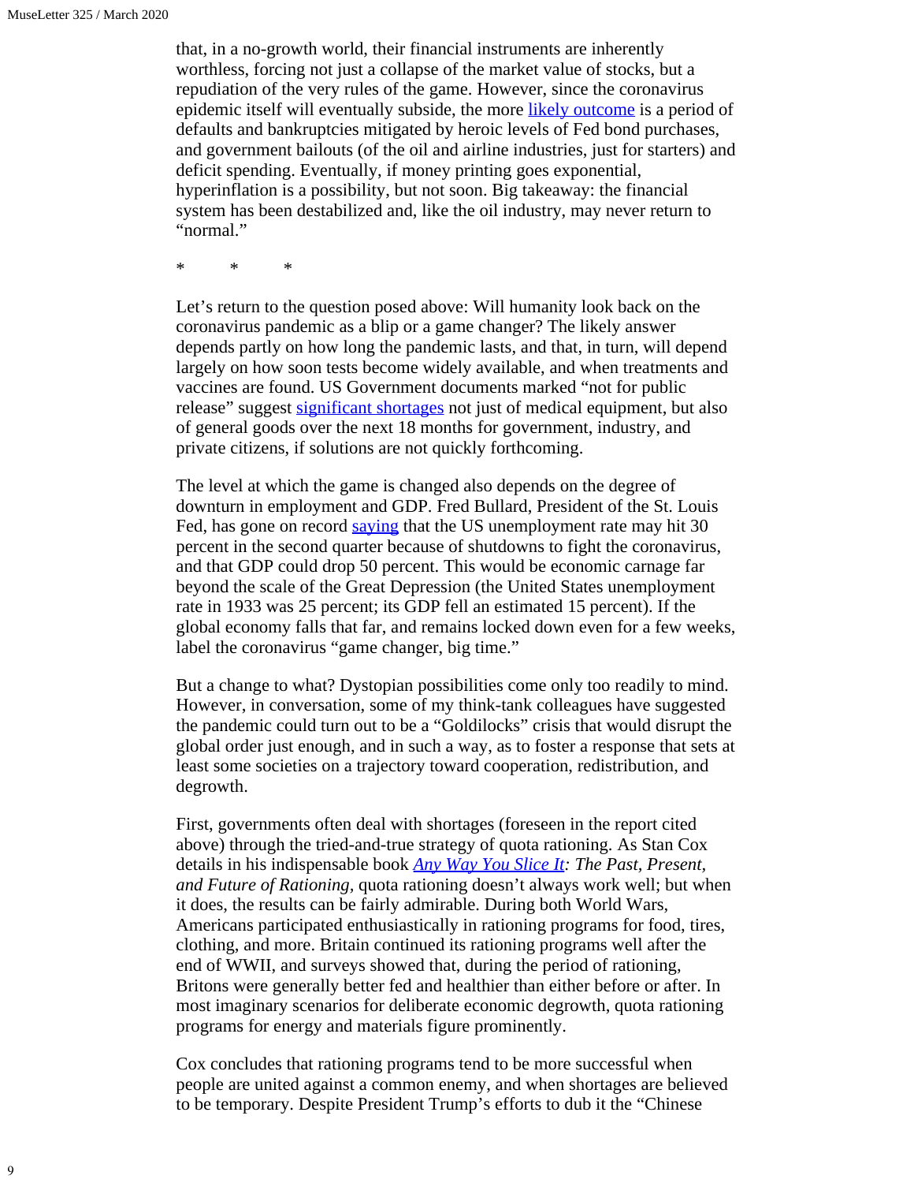that, in a no-growth world, their financial instruments are inherently worthless, forcing not just a collapse of the market value of stocks, but a repudiation of the very rules of the game. However, since the coronavirus epidemic itself will eventually subside, the more likely outcome is a period of defaults and bankruptcies mitigated by heroic levels of Fed bond purchases, and government bailouts (of the oil and airline industries, just for starters) and deficit spending. Eventually, if money printing goes exponential, hyperinflation is a possibility, but not soon. Big takeaway: the financial system has been destabilized and, like the oil industry, may never return to "normal."

\*        \*        \*

Let's return to the question posed above: Will humanity look back on the coronavirus pandemic as a blip or a game changer? The likely answer depends partly on how long the pandemic lasts, and that, in turn, will depend largely on how soon tests become widely available, and when treatments and vaccines are found. US Government documents marked "not for public release" suggest significant shortages not just of medical equipment, but also of general goods over the next 18 months for government, industry, and private citizens, if solutions are not quickly forthcoming.

The level at which the game is changed also depends on the degree of downturn in employment and GDP. Fred Bullard, President of the St. Louis Fed, has gone on record saying that the US unemployment rate may hit 30 percent in the second quarter because of shutdowns to fight the coronavirus, and that GDP could drop 50 percent. This would be economic carnage far beyond the scale of the Great Depression (the United States unemployment rate in 1933 was 25 percent; its GDP fell an estimated 15 percent). If the global economy falls that far, and remains locked down even for a few weeks, label the coronavirus "game changer, big time."

But a change to what? Dystopian possibilities come only too readily to mind. However, in conversation, some of my think-tank colleagues have suggested the pandemic could turn out to be a "Goldilocks" crisis that would disrupt the global order just enough, and in such a way, as to foster a response that sets at least some societies on a trajectory toward cooperation, redistribution, and degrowth.

First, governments often deal with shortages (foreseen in the report cited above) through the tried-and-true strategy of quota rationing. As Stan Cox details in his indispensable book *Any Way You Slice It: The Past, Present, and Future of Rationing*, quota rationing doesn't always work well; but when it does, the results can be fairly admirable. During both World Wars, Americans participated enthusiastically in rationing programs for food, tires, clothing, and more. Britain continued its rationing programs well after the end of WWII, and surveys showed that, during the period of rationing, Britons were generally better fed and healthier than either before or after. In most imaginary scenarios for deliberate economic degrowth, quota rationing programs for energy and materials figure prominently.

Cox concludes that rationing programs tend to be more successful when people are united against a common enemy, and when shortages are believed to be temporary. Despite President Trump's efforts to dub it the "Chinese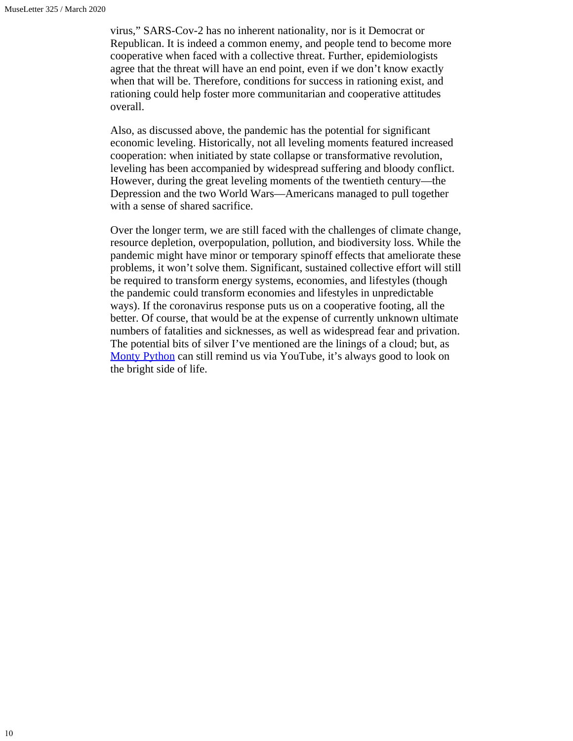virus," SARS-Cov-2 has no inherent nationality, nor is it Democrat or Republican. It is indeed a common enemy, and people tend to become more cooperative when faced with a collective threat. Further, epidemiologists agree that the threat will have an end point, even if we don't know exactly when that will be. Therefore, conditions for success in rationing exist, and rationing could help foster more communitarian and cooperative attitudes overall.

Also, as discussed above, the pandemic has the potential for significant economic leveling. Historically, not all leveling moments featured increased cooperation: when initiated by state collapse or transformative revolution, leveling has been accompanied by widespread suffering and bloody conflict. However, during the great leveling moments of the twentieth century—the Depression and the two World Wars—Americans managed to pull together with a sense of shared sacrifice.

Over the longer term, we are still faced with the challenges of climate change, resource depletion, overpopulation, pollution, and biodiversity loss. While the pandemic might have minor or temporary spinoff effects that ameliorate these problems, it won't solve them. Significant, sustained collective effort will still be required to transform energy systems, economies, and lifestyles (though the pandemic could transform economies and lifestyles in unpredictable ways). If the coronavirus response puts us on a cooperative footing, all the better. Of course, that would be at the expense of currently unknown ultimate numbers of fatalities and sicknesses, as well as widespread fear and privation. The potential bits of silver I've mentioned are the linings of a cloud; but, as Monty Python can still remind us via YouTube, it's always good to look on the bright side of life.